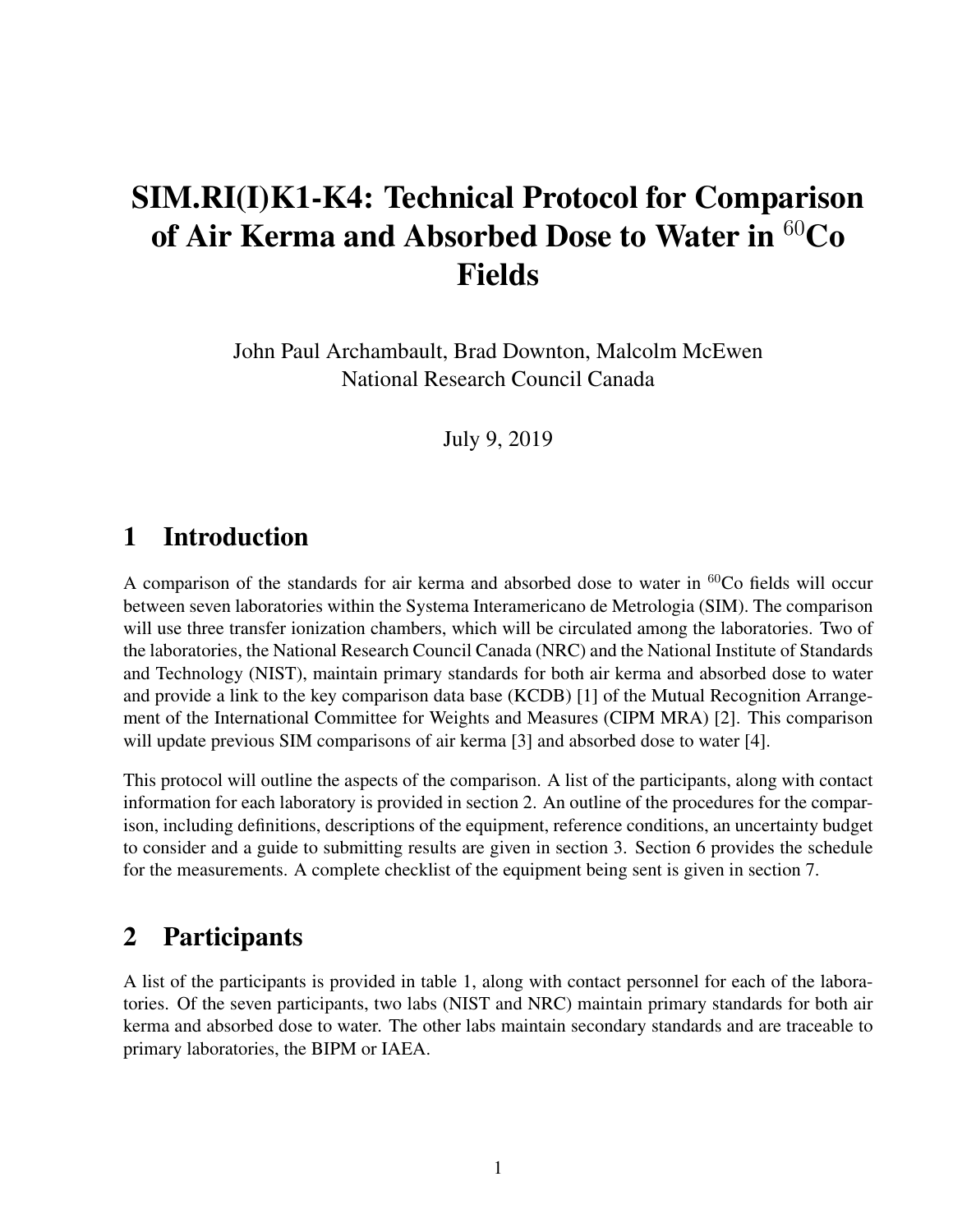# SIM.RI(I)K1-K4: Technical Protocol for Comparison of Air Kerma and Absorbed Dose to Water in $^{60}$Co Fields

John Paul Archambault, Brad Downton, Malcolm McEwen
National Research Council Canada

July 9, 2019

## 1 Introduction

A comparison of the standards for air kerma and absorbed dose to water in $^{60}$Co fields will occur between seven laboratories within the Systema Interamericano de Metrologia (SIM). The comparison will use three transfer ionization chambers, which will be circulated among the laboratories. Two of the laboratories, the National Research Council Canada (NRC) and the National Institute of Standards and Technology (NIST), maintain primary standards for both air kerma and absorbed dose to water and provide a link to the key comparison data base (KCDB) [1] of the Mutual Recognition Arrangement of the International Committee for Weights and Measures (CIPM MRA) [2]. This comparison will update previous SIM comparisons of air kerma [3] and absorbed dose to water [4].

This protocol will outline the aspects of the comparison. A list of the participants, along with contact information for each laboratory is provided in section 2. An outline of the procedures for the comparison, including definitions, descriptions of the equipment, reference conditions, an uncertainty budget to consider and a guide to submitting results are given in section 3. Section 6 provides the schedule for the measurements. A complete checklist of the equipment being sent is given in section 7.

## 2 Participants

A list of the participants is provided in table 1, along with contact personnel for each of the laboratories. Of the seven participants, two labs (NIST and NRC) maintain primary standards for both air kerma and absorbed dose to water. The other labs maintain secondary standards and are traceable to primary laboratories, the BIPM or IAEA.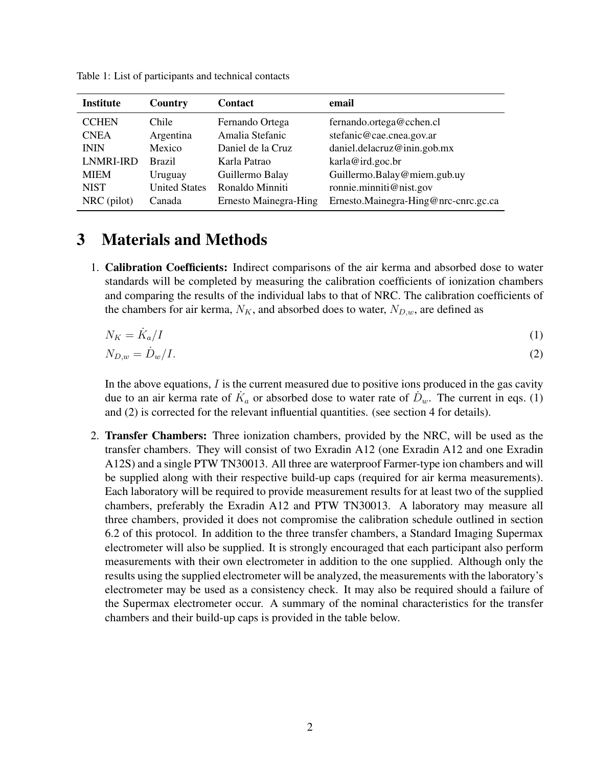Table 1: List of participants and technical contacts

| Institute | Country | Contact | email |
|---|---|---|---|
| CCHEN | Chile | Fernando Ortega | fernando.ortega@cchen.cl |
| CNEA | Argentina | Amalia Stefanic | stefanic@cae.cnea.gov.ar |
| ININ | Mexico | Daniel de la Cruz | daniel.delacruz@inin.gob.mx |
| LNMRI-IRD | Brazil | Karla Patrao | karla@ird.goc.br |
| MIEM | Uruguay | Guillermo Balay | Guillermo.Balay@miem.gub.uy |
| NIST | United States | Ronaldo Minniti | ronnie.minniti@nist.gov |
| NRC (pilot) | Canada | Ernesto Mainegra-Hing | Ernesto.Mainegra-Hing@nrc-cnrc.gc.ca |

# 3 Materials and Methods

1. **Calibration Coefficients:** Indirect comparisons of the air kerma and absorbed dose to water standards will be completed by measuring the calibration coefficients of ionization chambers and comparing the results of the individual labs to that of NRC. The calibration coefficients of the chambers for air kerma, $N_K$, and absorbed does to water, $N_{D,w}$, are defined as

$$N_K = \dot{K}_a/I \tag{1}$$

$$N_{D,w} = \dot{D}_w/I. \tag{2}$$

   In the above equations, $I$ is the current measured due to positive ions produced in the gas cavity due to an air kerma rate of $\dot{K}_a$ or absorbed dose to water rate of $\dot{D}_w$. The current in eqs. (1) and (2) is corrected for the relevant influential quantities. (see section 4 for details).

2. **Transfer Chambers:** Three ionization chambers, provided by the NRC, will be used as the transfer chambers. They will consist of two Exradin A12 (one Exradin A12 and one Exradin A12S) and a single PTW TN30013. All three are waterproof Farmer-type ion chambers and will be supplied along with their respective build-up caps (required for air kerma measurements). Each laboratory will be required to provide measurement results for at least two of the supplied chambers, preferably the Exradin A12 and PTW TN30013. A laboratory may measure all three chambers, provided it does not compromise the calibration schedule outlined in section 6.2 of this protocol. In addition to the three transfer chambers, a Standard Imaging Supermax electrometer will also be supplied. It is strongly encouraged that each participant also perform measurements with their own electrometer in addition to the one supplied. Although only the results using the supplied electrometer will be analyzed, the measurements with the laboratory's electrometer may be used as a consistency check. It may also be required should a failure of the Supermax electrometer occur. A summary of the nominal characteristics for the transfer chambers and their build-up caps is provided in the table below.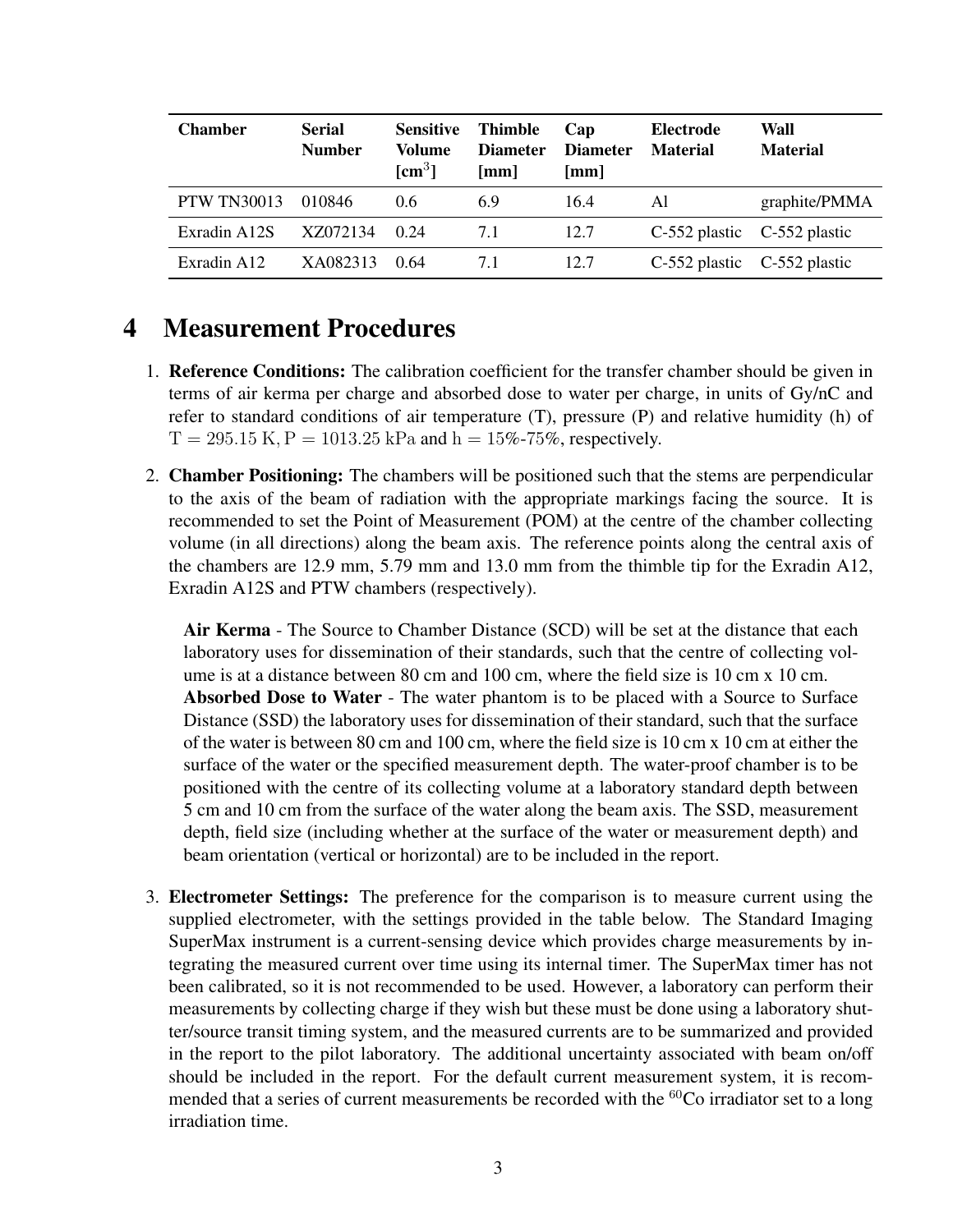| Chamber | Serial Number | Sensitive Volume [cm$^3$] | Thimble Diameter [mm] | Cap Diameter [mm] | Electrode Material | Wall Material |
|---|---|---|---|---|---|---|
| PTW TN30013 | 010846 | 0.6 | 6.9 | 16.4 | Al | graphite/PMMA |
| Exradin A12S | XZ072134 | 0.24 | 7.1 | 12.7 | C-552 plastic | C-552 plastic |
| Exradin A12 | XA082313 | 0.64 | 7.1 | 12.7 | C-552 plastic | C-552 plastic |

# 4 Measurement Procedures

1. **Reference Conditions:** The calibration coefficient for the transfer chamber should be given in terms of air kerma per charge and absorbed dose to water per charge, in units of Gy/nC and refer to standard conditions of air temperature (T), pressure (P) and relative humidity (h) of $\mathrm{T} = 295.15\ \mathrm{K}, \mathrm{P} = 1013.25\ \mathrm{kPa}$ and $\mathrm{h} = 15\%$-$75\%$, respectively.

2. **Chamber Positioning:** The chambers will be positioned such that the stems are perpendicular to the axis of the beam of radiation with the appropriate markings facing the source. It is recommended to set the Point of Measurement (POM) at the centre of the chamber collecting volume (in all directions) along the beam axis. The reference points along the central axis of the chambers are 12.9 mm, 5.79 mm and 13.0 mm from the thimble tip for the Exradin A12, Exradin A12S and PTW chambers (respectively).

   **Air Kerma** - The Source to Chamber Distance (SCD) will be set at the distance that each laboratory uses for dissemination of their standards, such that the centre of collecting volume is at a distance between 80 cm and 100 cm, where the field size is 10 cm x 10 cm.
   **Absorbed Dose to Water** - The water phantom is to be placed with a Source to Surface Distance (SSD) the laboratory uses for dissemination of their standard, such that the surface of the water is between 80 cm and 100 cm, where the field size is 10 cm x 10 cm at either the surface of the water or the specified measurement depth. The water-proof chamber is to be positioned with the centre of its collecting volume at a laboratory standard depth between 5 cm and 10 cm from the surface of the water along the beam axis. The SSD, measurement depth, field size (including whether at the surface of the water or measurement depth) and beam orientation (vertical or horizontal) are to be included in the report.

3. **Electrometer Settings:** The preference for the comparison is to measure current using the supplied electrometer, with the settings provided in the table below. The Standard Imaging SuperMax instrument is a current-sensing device which provides charge measurements by integrating the measured current over time using its internal timer. The SuperMax timer has not been calibrated, so it is not recommended to be used. However, a laboratory can perform their measurements by collecting charge if they wish but these must be done using a laboratory shutter/source transit timing system, and the measured currents are to be summarized and provided in the report to the pilot laboratory. The additional uncertainty associated with beam on/off should be included in the report. For the default current measurement system, it is recommended that a series of current measurements be recorded with the $^{60}$Co irradiator set to a long irradiation time.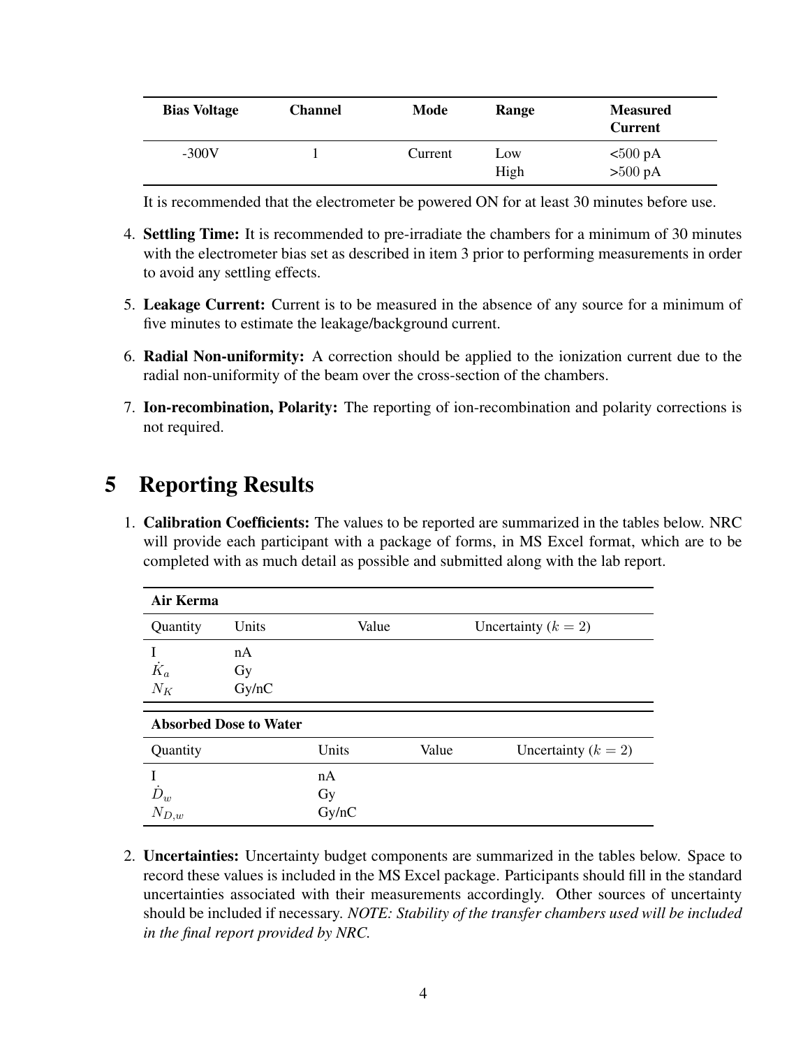| Bias Voltage | Channel | Mode | Range | Measured Current |
|---|---|---|---|---|
| -300V | 1 | Current | Low<br>High | <500 pA<br>>500 pA |

It is recommended that the electrometer be powered ON for at least 30 minutes before use.

4. **Settling Time:** It is recommended to pre-irradiate the chambers for a minimum of 30 minutes with the electrometer bias set as described in item 3 prior to performing measurements in order to avoid any settling effects.

5. **Leakage Current:** Current is to be measured in the absence of any source for a minimum of five minutes to estimate the leakage/background current.

6. **Radial Non-uniformity:** A correction should be applied to the ionization current due to the radial non-uniformity of the beam over the cross-section of the chambers.

7. **Ion-recombination, Polarity:** The reporting of ion-recombination and polarity corrections is not required.

# 5 Reporting Results

1. **Calibration Coefficients:** The values to be reported are summarized in the tables below. NRC will provide each participant with a package of forms, in MS Excel format, which are to be completed with as much detail as possible and submitted along with the lab report.

**Air Kerma**

| Quantity | Units | Value | Uncertainty ($k = 2$) |
|---|---|---|---|
| I | nA | | |
| $\dot{K}_a$ | Gy | | |
| $N_K$ | Gy/nC | | |

**Absorbed Dose to Water**

| Quantity | Units | Value | Uncertainty ($k = 2$) |
|---|---|---|---|
| I | nA | | |
| $\dot{D}_w$ | Gy | | |
| $N_{D,w}$ | Gy/nC | | |

2. **Uncertainties:** Uncertainty budget components are summarized in the tables below. Space to record these values is included in the MS Excel package. Participants should fill in the standard uncertainties associated with their measurements accordingly. Other sources of uncertainty should be included if necessary. *NOTE: Stability of the transfer chambers used will be included in the final report provided by NRC.*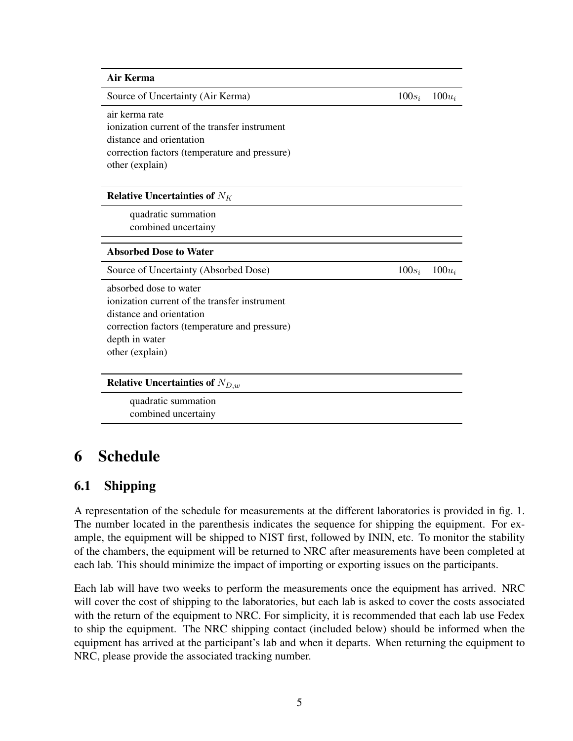| **Air Kerma** | | |
|---|---|---|
| Source of Uncertainty (Air Kerma) | $100s_i$ | $100u_i$ |
| air kerma rate | | |
| ionization current of the transfer instrument | | |
| distance and orientation | | |
| correction factors (temperature and pressure) | | |
| other (explain) | | |

| **Relative Uncertainties of $N_K$** | | |
|---|---|---|
| quadratic summation | | |
| combined uncertainy | | |

| **Absorbed Dose to Water** | | |
|---|---|---|
| Source of Uncertainty (Absorbed Dose) | $100s_i$ | $100u_i$ |
| absorbed dose to water | | |
| ionization current of the transfer instrument | | |
| distance and orientation | | |
| correction factors (temperature and pressure) | | |
| depth in water | | |
| other (explain) | | |

| **Relative Uncertainties of $N_{D,w}$** | | |
|---|---|---|
| quadratic summation | | |
| combined uncertainy | | |

# 6 Schedule

## 6.1 Shipping

A representation of the schedule for measurements at the different laboratories is provided in fig. 1. The number located in the parenthesis indicates the sequence for shipping the equipment. For example, the equipment will be shipped to NIST first, followed by ININ, etc. To monitor the stability of the chambers, the equipment will be returned to NRC after measurements have been completed at each lab. This should minimize the impact of importing or exporting issues on the participants.

Each lab will have two weeks to perform the measurements once the equipment has arrived. NRC will cover the cost of shipping to the laboratories, but each lab is asked to cover the costs associated with the return of the equipment to NRC. For simplicity, it is recommended that each lab use Fedex to ship the equipment. The NRC shipping contact (included below) should be informed when the equipment has arrived at the participant's lab and when it departs. When returning the equipment to NRC, please provide the associated tracking number.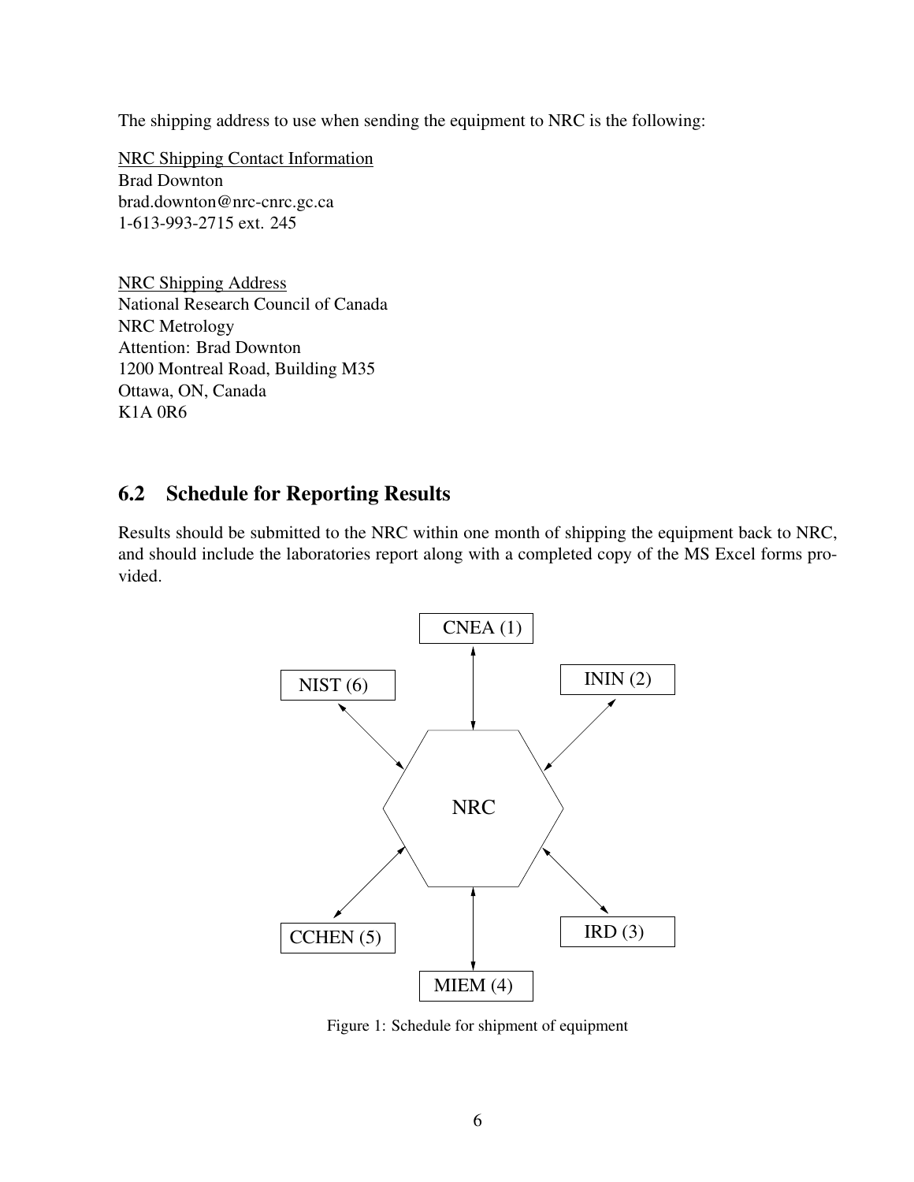The shipping address to use when sending the equipment to NRC is the following:

NRC Shipping Contact Information
Brad Downton
brad.downton@nrc-cnrc.gc.ca
1-613-993-2715 ext. 245

NRC Shipping Address
National Research Council of Canada
NRC Metrology
Attention: Brad Downton
1200 Montreal Road, Building M35
Ottawa, ON, Canada
K1A 0R6

## 6.2 Schedule for Reporting Results

Results should be submitted to the NRC within one month of shipping the equipment back to NRC, and should include the laboratories report along with a completed copy of the MS Excel forms provided.

CNEA (1)

NIST (6)

ININ (2)

NRC

CCHEN (5)

IRD (3)

MIEM (4)

Figure 1: Schedule for shipment of equipment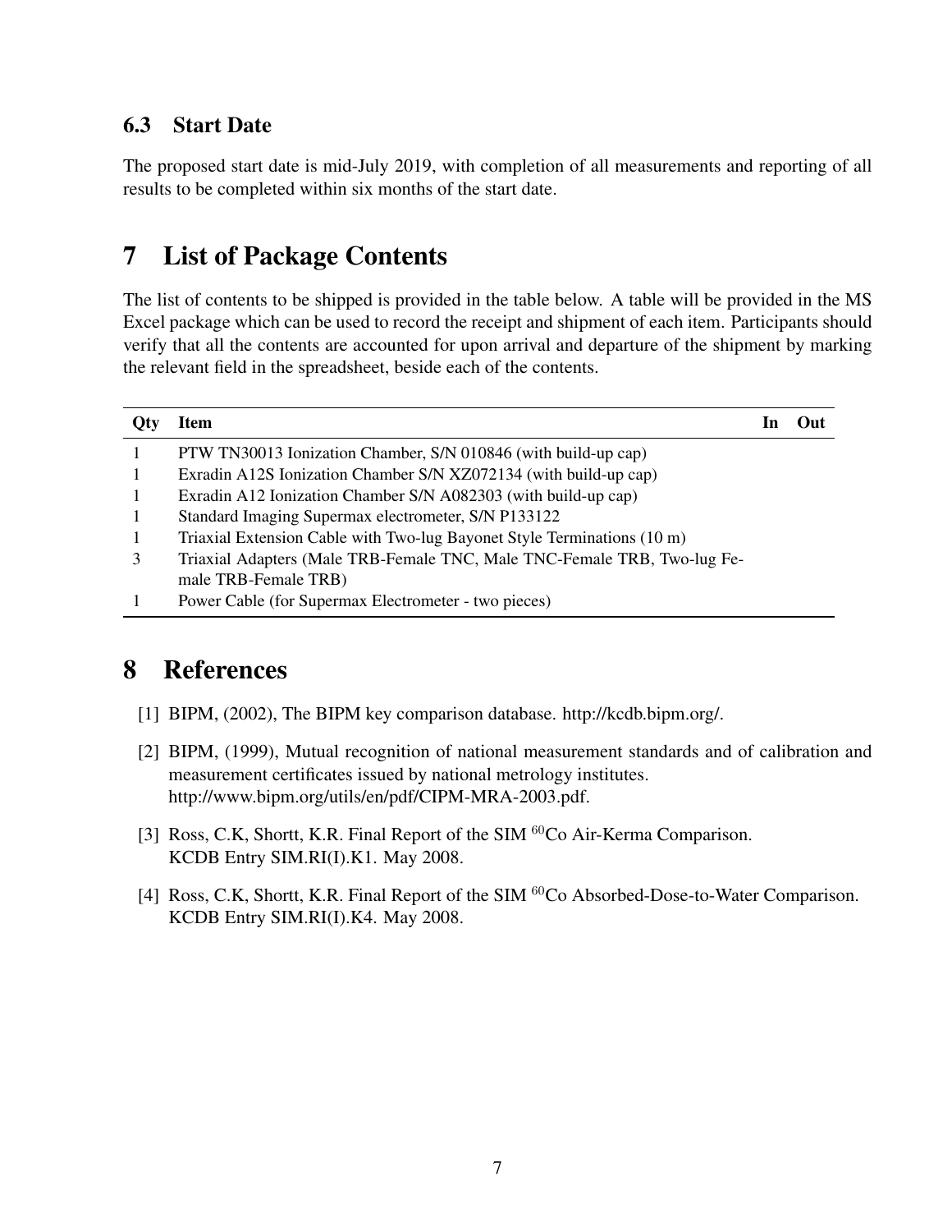### 6.3 Start Date

The proposed start date is mid-July 2019, with completion of all measurements and reporting of all results to be completed within six months of the start date.

## 7 List of Package Contents

The list of contents to be shipped is provided in the table below. A table will be provided in the MS Excel package which can be used to record the receipt and shipment of each item. Participants should verify that all the contents are accounted for upon arrival and departure of the shipment by marking the relevant field in the spreadsheet, beside each of the contents.

| Qty | Item | In | Out |
|---|---|---|---|
| 1 | PTW TN30013 Ionization Chamber, S/N 010846 (with build-up cap) | | |
| 1 | Exradin A12S Ionization Chamber S/N XZ072134 (with build-up cap) | | |
| 1 | Exradin A12 Ionization Chamber S/N A082303 (with build-up cap) | | |
| 1 | Standard Imaging Supermax electrometer, S/N P133122 | | |
| 1 | Triaxial Extension Cable with Two-lug Bayonet Style Terminations (10 m) | | |
| 3 | Triaxial Adapters (Male TRB-Female TNC, Male TNC-Female TRB, Two-lug Female TRB-Female TRB) | | |
| 1 | Power Cable (for Supermax Electrometer - two pieces) | | |

## 8 References

[1] BIPM, (2002), The BIPM key comparison database. http://kcdb.bipm.org/.

[2] BIPM, (1999), Mutual recognition of national measurement standards and of calibration and measurement certificates issued by national metrology institutes. http://www.bipm.org/utils/en/pdf/CIPM-MRA-2003.pdf.

[3] Ross, C.K, Shortt, K.R. Final Report of the SIM $^{60}$Co Air-Kerma Comparison. KCDB Entry SIM.RI(I).K1. May 2008.

[4] Ross, C.K, Shortt, K.R. Final Report of the SIM $^{60}$Co Absorbed-Dose-to-Water Comparison. KCDB Entry SIM.RI(I).K4. May 2008.